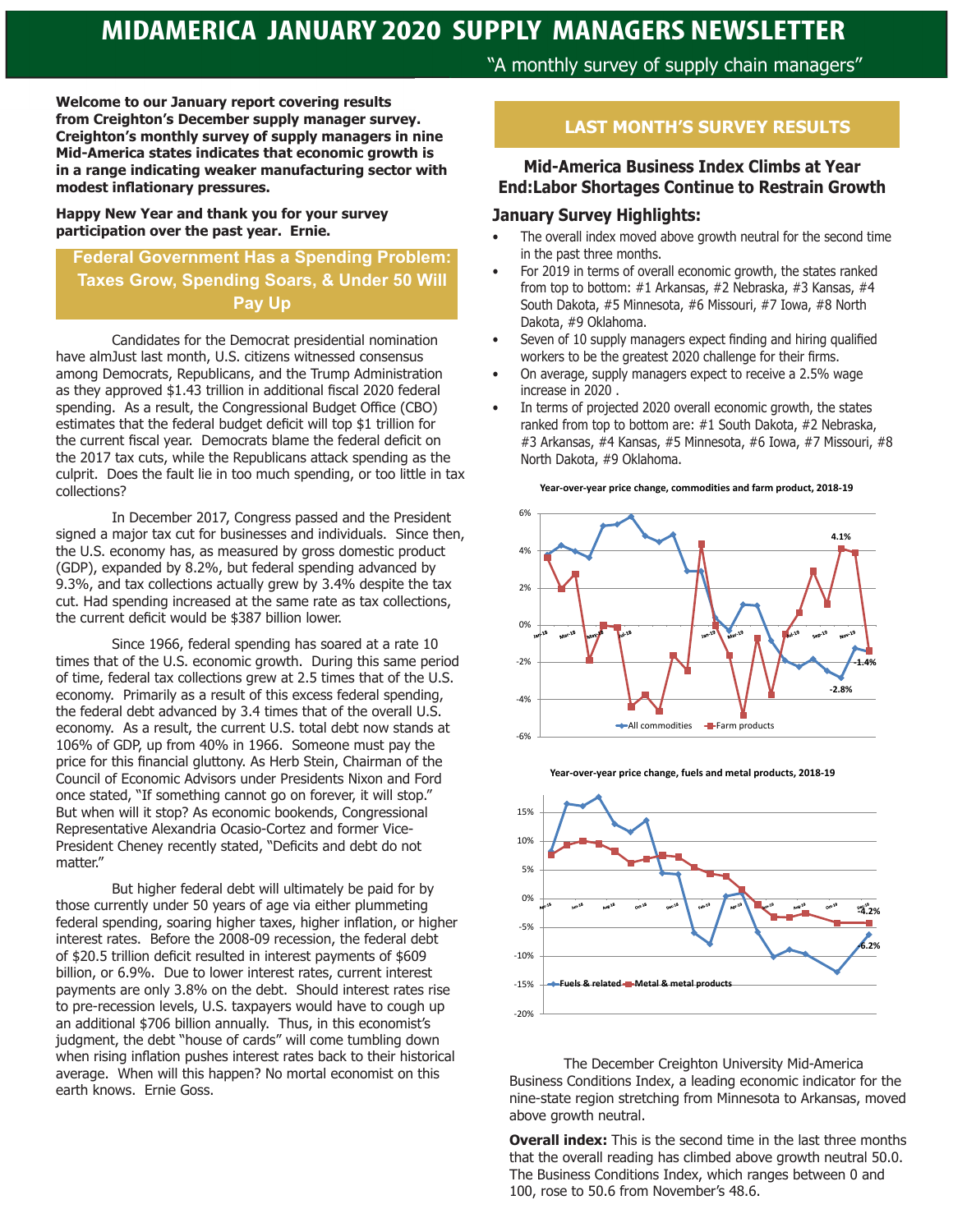# MIDAMERICA JANUARY 2020 SUPPLY MANAGERS NEWSLETTER

"A monthly survey of supply chain managers"

**Welcome to our January report covering results from Creighton's December supply manager survey. Creighton's monthly survey of supply managers in nine Mid-America states indicates that economic growth is in a range indicating weaker manufacturing sector with modest inflationary pressures.**

**Happy New Year and thank you for your survey participation over the past year. Ernie.**

## Federal Government Has a Spending Problem: Taxes Grow, Spending Soars, & Under 50 Will Pay Up

Candidates for the Democrat presidential nomination have almJust last month, U.S. citizens witnessed consensus among Democrats, Republicans, and the Trump Administration as they approved $1.43 trillion in additional fiscal 2020 federal spending. As a result, the Congressional Budget Office (CBO) estimates that the federal budget deficit will top $1 trillion for the current fiscal year. Democrats blame the federal deficit on the 2017 tax cuts, while the Republicans attack spending as the culprit. Does the fault lie in too much spending, or too little in tax collections?

In December 2017, Congress passed and the President signed a major tax cut for businesses and individuals. Since then, the U.S. economy has, as measured by gross domestic product (GDP), expanded by 8.2%, but federal spending advanced by 9.3%, and tax collections actually grew by 3.4% despite the tax cut. Had spending increased at the same rate as tax collections, the current deficit would be $387 billion lower.

Since 1966, federal spending has soared at a rate 10 times that of the U.S. economic growth. During this same period of time, federal tax collections grew at 2.5 times that of the U.S. economy. Primarily as a result of this excess federal spending, the federal debt advanced by 3.4 times that of the overall U.S. economy. As a result, the current U.S. total debt now stands at 106% of GDP, up from 40% in 1966. Someone must pay the price for this financial gluttony. As Herb Stein, Chairman of the Council of Economic Advisors under Presidents Nixon and Ford once stated, "If something cannot go on forever, it will stop." But when will it stop? As economic bookends, Congressional Representative Alexandria Ocasio-Cortez and former Vice-President Cheney recently stated, "Deficits and debt do not matter."

But higher federal debt will ultimately be paid for by those currently under 50 years of age via either plummeting federal spending, soaring higher taxes, higher inflation, or higher interest rates. Before the 2008-09 recession, the federal debt of $20.5 trillion deficit resulted in interest payments of $609 billion, or 6.9%. Due to lower interest rates, current interest payments are only 3.8% on the debt. Should interest rates rise to pre-recession levels, U.S. taxpayers would have to cough up an additional $706 billion annually. Thus, in this economist's judgment, the debt "house of cards" will come tumbling down when rising inflation pushes interest rates back to their historical average. When will this happen? No mortal economist on this earth knows. Ernie Goss.

## LAST MONTH'S SURVEY RESULTS

### Mid-America Business Index Climbs at Year End:Labor Shortages Continue to Restrain Growth

### January Survey Highlights:

- The overall index moved above growth neutral for the second time in the past three months.
- For 2019 in terms of overall economic growth, the states ranked from top to bottom: #1 Arkansas, #2 Nebraska, #3 Kansas, #4 South Dakota, #5 Minnesota, #6 Missouri, #7 Iowa, #8 North Dakota, #9 Oklahoma.
- Seven of 10 supply managers expect finding and hiring qualified workers to be the greatest 2020 challenge for their firms.
- On average, supply managers expect to receive a 2.5% wage increase in 2020 .
- In terms of projected 2020 overall economic growth, the states ranked from top to bottom are: #1 South Dakota, #2 Nebraska, #3 Arkansas, #4 Kansas, #5 Minnesota, #6 Iowa, #7 Missouri, #8 North Dakota, #9 Oklahoma.

**Year-over-year price change, commodities and farm product, 2018-19**

(Chart: All commodities; Farm products. Labels: 4.1%, -1.4%, -2.8%)

**Year-over-year price change, fuels and metal products, 2018-19**

(Chart: Fuels & related; Metal & metal products. Labels: -4.2%, -6.2%)

The December Creighton University Mid-America Business Conditions Index, a leading economic indicator for the nine-state region stretching from Minnesota to Arkansas, moved above growth neutral.

**Overall index:** This is the second time in the last three months that the overall reading has climbed above growth neutral 50.0. The Business Conditions Index, which ranges between 0 and 100, rose to 50.6 from November's 48.6.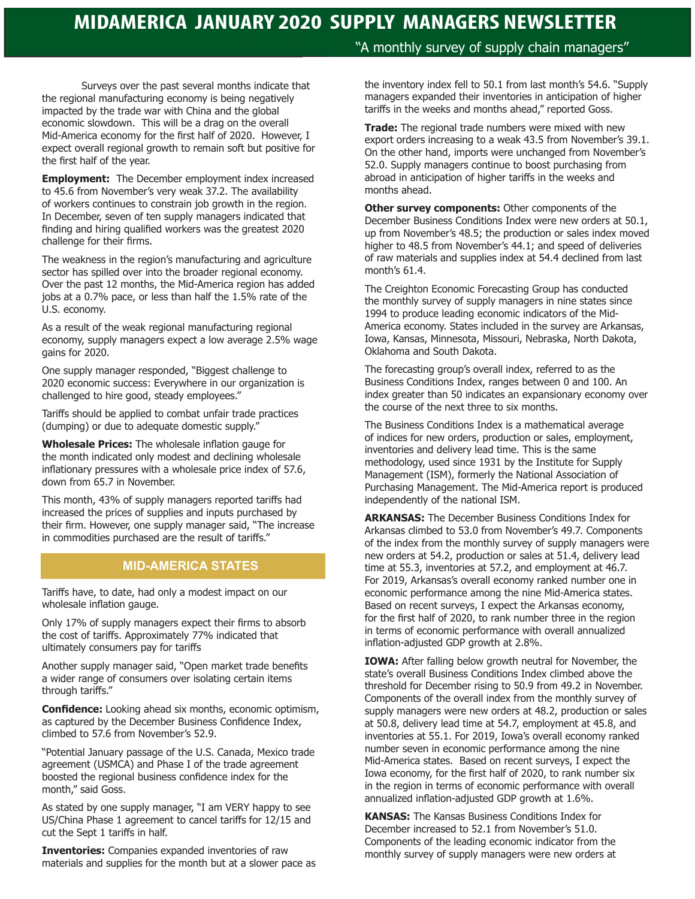# MIDAMERICA JANUARY 2020 SUPPLY MANAGERS NEWSLETTER

"A monthly survey of supply chain managers"

Surveys over the past several months indicate that the regional manufacturing economy is being negatively impacted by the trade war with China and the global economic slowdown. This will be a drag on the overall Mid-America economy for the first half of 2020. However, I expect overall regional growth to remain soft but positive for the first half of the year.

**Employment:** The December employment index increased to 45.6 from November's very weak 37.2. The availability of workers continues to constrain job growth in the region. In December, seven of ten supply managers indicated that finding and hiring qualified workers was the greatest 2020 challenge for their firms.

The weakness in the region's manufacturing and agriculture sector has spilled over into the broader regional economy. Over the past 12 months, the Mid-America region has added jobs at a 0.7% pace, or less than half the 1.5% rate of the U.S. economy.

As a result of the weak regional manufacturing regional economy, supply managers expect a low average 2.5% wage gains for 2020.

One supply manager responded, "Biggest challenge to 2020 economic success: Everywhere in our organization is challenged to hire good, steady employees."

Tariffs should be applied to combat unfair trade practices (dumping) or due to adequate domestic supply."

**Wholesale Prices:** The wholesale inflation gauge for the month indicated only modest and declining wholesale inflationary pressures with a wholesale price index of 57.6, down from 65.7 in November.

This month, 43% of supply managers reported tariffs had increased the prices of supplies and inputs purchased by their firm. However, one supply manager said, "The increase in commodities purchased are the result of tariffs."

## MID-AMERICA STATES

Tariffs have, to date, had only a modest impact on our wholesale inflation gauge.

Only 17% of supply managers expect their firms to absorb the cost of tariffs. Approximately 77% indicated that ultimately consumers pay for tariffs

Another supply manager said, "Open market trade benefits a wider range of consumers over isolating certain items through tariffs."

**Confidence:** Looking ahead six months, economic optimism, as captured by the December Business Confidence Index, climbed to 57.6 from November's 52.9.

"Potential January passage of the U.S. Canada, Mexico trade agreement (USMCA) and Phase I of the trade agreement boosted the regional business confidence index for the month," said Goss.

As stated by one supply manager, "I am VERY happy to see US/China Phase 1 agreement to cancel tariffs for 12/15 and cut the Sept 1 tariffs in half.

**Inventories:** Companies expanded inventories of raw materials and supplies for the month but at a slower pace as the inventory index fell to 50.1 from last month's 54.6. "Supply managers expanded their inventories in anticipation of higher tariffs in the weeks and months ahead," reported Goss.

**Trade:** The regional trade numbers were mixed with new export orders increasing to a weak 43.5 from November's 39.1. On the other hand, imports were unchanged from November's 52.0. Supply managers continue to boost purchasing from abroad in anticipation of higher tariffs in the weeks and months ahead.

**Other survey components:** Other components of the December Business Conditions Index were new orders at 50.1, up from November's 48.5; the production or sales index moved higher to 48.5 from November's 44.1; and speed of deliveries of raw materials and supplies index at 54.4 declined from last month's 61.4.

The Creighton Economic Forecasting Group has conducted the monthly survey of supply managers in nine states since 1994 to produce leading economic indicators of the Mid-America economy. States included in the survey are Arkansas, Iowa, Kansas, Minnesota, Missouri, Nebraska, North Dakota, Oklahoma and South Dakota.

The forecasting group's overall index, referred to as the Business Conditions Index, ranges between 0 and 100. An index greater than 50 indicates an expansionary economy over the course of the next three to six months.

The Business Conditions Index is a mathematical average of indices for new orders, production or sales, employment, inventories and delivery lead time. This is the same methodology, used since 1931 by the Institute for Supply Management (ISM), formerly the National Association of Purchasing Management. The Mid-America report is produced independently of the national ISM.

**ARKANSAS:** The December Business Conditions Index for Arkansas climbed to 53.0 from November's 49.7. Components of the index from the monthly survey of supply managers were new orders at 54.2, production or sales at 51.4, delivery lead time at 55.3, inventories at 57.2, and employment at 46.7. For 2019, Arkansas's overall economy ranked number one in economic performance among the nine Mid-America states. Based on recent surveys, I expect the Arkansas economy, for the first half of 2020, to rank number three in the region in terms of economic performance with overall annualized inflation-adjusted GDP growth at 2.8%.

**IOWA:** After falling below growth neutral for November, the state's overall Business Conditions Index climbed above the threshold for December rising to 50.9 from 49.2 in November. Components of the overall index from the monthly survey of supply managers were new orders at 48.2, production or sales at 50.8, delivery lead time at 54.7, employment at 45.8, and inventories at 55.1. For 2019, Iowa's overall economy ranked number seven in economic performance among the nine Mid-America states. Based on recent surveys, I expect the Iowa economy, for the first half of 2020, to rank number six in the region in terms of economic performance with overall annualized inflation-adjusted GDP growth at 1.6%.

**KANSAS:** The Kansas Business Conditions Index for December increased to 52.1 from November's 51.0. Components of the leading economic indicator from the monthly survey of supply managers were new orders at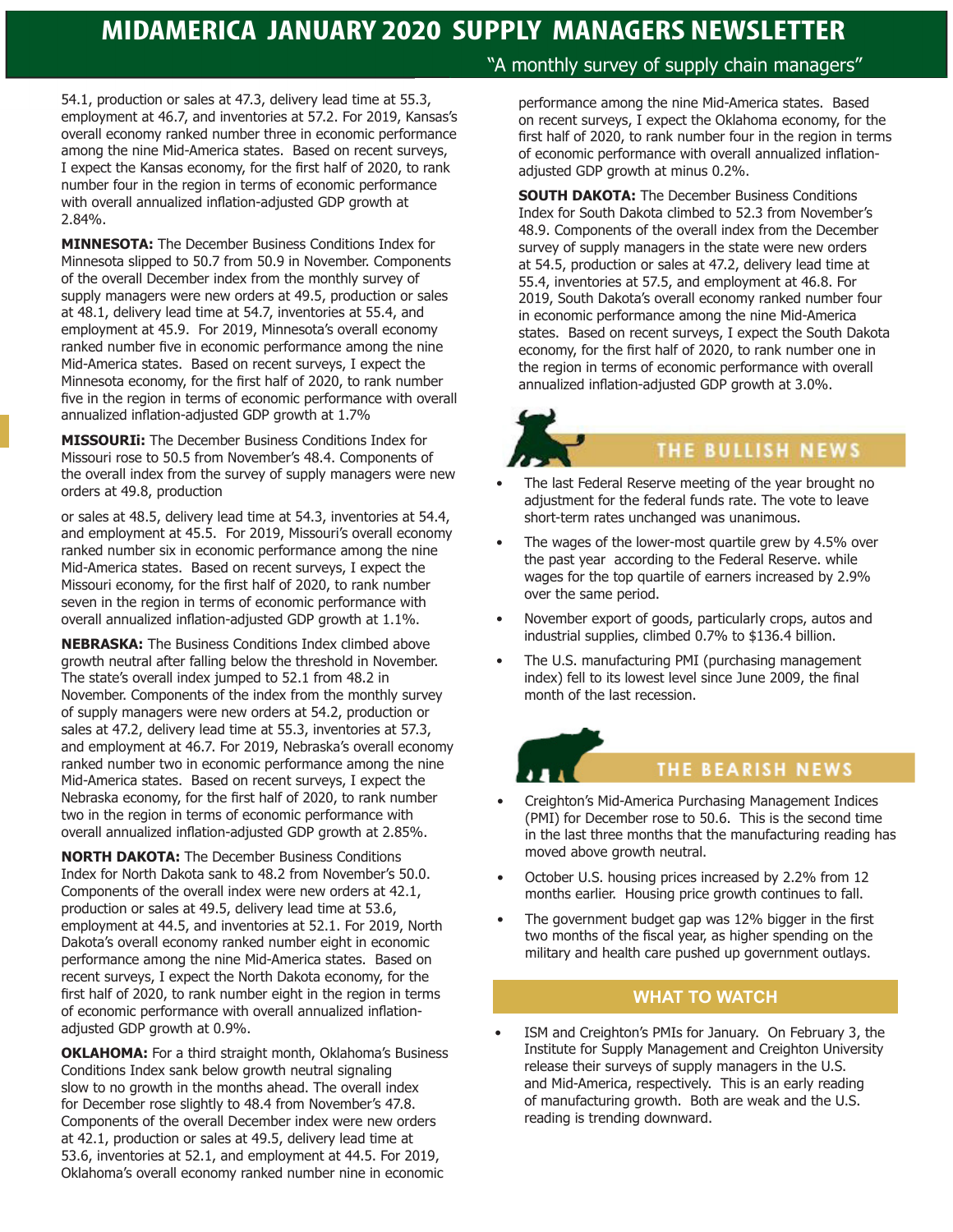54.1, production or sales at 47.3, delivery lead time at 55.3, employment at 46.7, and inventories at 57.2. For 2019, Kansas's overall economy ranked number three in economic performance among the nine Mid-America states. Based on recent surveys, I expect the Kansas economy, for the first half of 2020, to rank number four in the region in terms of economic performance with overall annualized inflation-adjusted GDP growth at 2.84%.

**MINNESOTA:** The December Business Conditions Index for Minnesota slipped to 50.7 from 50.9 in November. Components of the overall December index from the monthly survey of supply managers were new orders at 49.5, production or sales at 48.1, delivery lead time at 54.7, inventories at 55.4, and employment at 45.9. For 2019, Minnesota's overall economy ranked number five in economic performance among the nine Mid-America states. Based on recent surveys, I expect the Minnesota economy, for the first half of 2020, to rank number five in the region in terms of economic performance with overall annualized inflation-adjusted GDP growth at 1.7%

**MISSOURIi:** The December Business Conditions Index for Missouri rose to 50.5 from November's 48.4. Components of the overall index from the survey of supply managers were new orders at 49.8, production or sales at 48.5, delivery lead time at 54.3, inventories at 54.4, and employment at 45.5. For 2019, Missouri's overall economy ranked number six in economic performance among the nine Mid-America states. Based on recent surveys, I expect the Missouri economy, for the first half of 2020, to rank number seven in the region in terms of economic performance with overall annualized inflation-adjusted GDP growth at 1.1%.

**NEBRASKA:** The Business Conditions Index climbed above growth neutral after falling below the threshold in November. The state's overall index jumped to 52.1 from 48.2 in November. Components of the index from the monthly survey of supply managers were new orders at 54.2, production or sales at 47.2, delivery lead time at 55.3, inventories at 57.3, and employment at 46.7. For 2019, Nebraska's overall economy ranked number two in economic performance among the nine Mid-America states. Based on recent surveys, I expect the Nebraska economy, for the first half of 2020, to rank number two in the region in terms of economic performance with overall annualized inflation-adjusted GDP growth at 2.85%.

**NORTH DAKOTA:** The December Business Conditions Index for North Dakota sank to 48.2 from November's 50.0. Components of the overall index were new orders at 42.1, production or sales at 49.5, delivery lead time at 53.6, employment at 44.5, and inventories at 52.1. For 2019, North Dakota's overall economy ranked number eight in economic performance among the nine Mid-America states. Based on recent surveys, I expect the North Dakota economy, for the first half of 2020, to rank number eight in the region in terms of economic performance with overall annualized inflation-adjusted GDP growth at 0.9%.

**OKLAHOMA:** For a third straight month, Oklahoma's Business Conditions Index sank below growth neutral signaling slow to no growth in the months ahead. The overall index for December rose slightly to 48.4 from November's 47.8. Components of the overall December index were new orders at 42.1, production or sales at 49.5, delivery lead time at 53.6, inventories at 52.1, and employment at 44.5. For 2019, Oklahoma's overall economy ranked number nine in economic performance among the nine Mid-America states. Based on recent surveys, I expect the Oklahoma economy, for the first half of 2020, to rank number four in the region in terms of economic performance with overall annualized inflation-adjusted GDP growth at minus 0.2%.

**SOUTH DAKOTA:** The December Business Conditions Index for South Dakota climbed to 52.3 from November's 48.9. Components of the overall index from the December survey of supply managers in the state were new orders at 54.5, production or sales at 47.2, delivery lead time at 55.4, inventories at 57.5, and employment at 46.8. For 2019, South Dakota's overall economy ranked number four in economic performance among the nine Mid-America states. Based on recent surveys, I expect the South Dakota economy, for the first half of 2020, to rank number one in the region in terms of economic performance with overall annualized inflation-adjusted GDP growth at 3.0%.

## THE BULLISH NEWS

- The last Federal Reserve meeting of the year brought no adjustment for the federal funds rate. The vote to leave short-term rates unchanged was unanimous.
- The wages of the lower-most quartile grew by 4.5% over the past year according to the Federal Reserve. while wages for the top quartile of earners increased by 2.9% over the same period.
- November export of goods, particularly crops, autos and industrial supplies, climbed 0.7% to $136.4 billion.
- The U.S. manufacturing PMI (purchasing management index) fell to its lowest level since June 2009, the final month of the last recession.

## THE BEARISH NEWS

- Creighton's Mid-America Purchasing Management Indices (PMI) for December rose to 50.6. This is the second time in the last three months that the manufacturing reading has moved above growth neutral.
- October U.S. housing prices increased by 2.2% from 12 months earlier. Housing price growth continues to fall.
- The government budget gap was 12% bigger in the first two months of the fiscal year, as higher spending on the military and health care pushed up government outlays.

## WHAT TO WATCH

- ISM and Creighton's PMIs for January. On February 3, the Institute for Supply Management and Creighton University release their surveys of supply managers in the U.S. and Mid-America, respectively. This is an early reading of manufacturing growth. Both are weak and the U.S. reading is trending downward.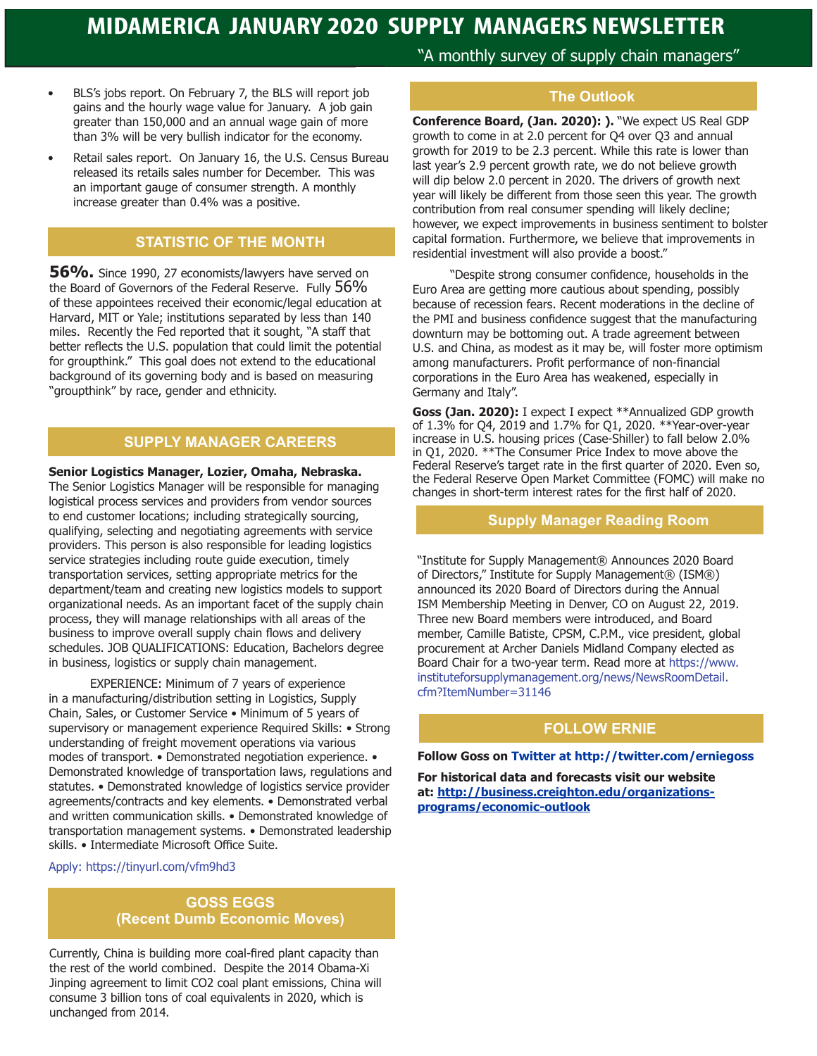- BLS's jobs report. On February 7, the BLS will report job gains and the hourly wage value for January. A job gain greater than 150,000 and an annual wage gain of more than 3% will be very bullish indicator for the economy.
- Retail sales report. On January 16, the U.S. Census Bureau released its retails sales number for December. This was an important gauge of consumer strength. A monthly increase greater than 0.4% was a positive.

## STATISTIC OF THE MONTH

**56%.** Since 1990, 27 economists/lawyers have served on the Board of Governors of the Federal Reserve. Fully 56% of these appointees received their economic/legal education at Harvard, MIT or Yale; institutions separated by less than 140 miles. Recently the Fed reported that it sought, "A staff that better reflects the U.S. population that could limit the potential for groupthink." This goal does not extend to the educational background of its governing body and is based on measuring "groupthink" by race, gender and ethnicity.

## SUPPLY MANAGER CAREERS

**Senior Logistics Manager, Lozier, Omaha, Nebraska.** The Senior Logistics Manager will be responsible for managing logistical process services and providers from vendor sources to end customer locations; including strategically sourcing, qualifying, selecting and negotiating agreements with service providers. This person is also responsible for leading logistics service strategies including route guide execution, timely transportation services, setting appropriate metrics for the department/team and creating new logistics models to support organizational needs. As an important facet of the supply chain process, they will manage relationships with all areas of the business to improve overall supply chain flows and delivery schedules. JOB QUALIFICATIONS: Education, Bachelors degree in business, logistics or supply chain management.

EXPERIENCE: Minimum of 7 years of experience in a manufacturing/distribution setting in Logistics, Supply Chain, Sales, or Customer Service • Minimum of 5 years of supervisory or management experience Required Skills: • Strong understanding of freight movement operations via various modes of transport. • Demonstrated negotiation experience. • Demonstrated knowledge of transportation laws, regulations and statutes. • Demonstrated knowledge of logistics service provider agreements/contracts and key elements. • Demonstrated verbal and written communication skills. • Demonstrated knowledge of transportation management systems. • Demonstrated leadership skills. • Intermediate Microsoft Office Suite.

Apply: https://tinyurl.com/vfm9hd3

## GOSS EGGS (Recent Dumb Economic Moves)

Currently, China is building more coal-fired plant capacity than the rest of the world combined. Despite the 2014 Obama-Xi Jinping agreement to limit CO2 coal plant emissions, China will consume 3 billion tons of coal equivalents in 2020, which is unchanged from 2014.

## The Outlook

**Conference Board, (Jan. 2020): ).** "We expect US Real GDP growth to come in at 2.0 percent for Q4 over Q3 and annual growth for 2019 to be 2.3 percent. While this rate is lower than last year's 2.9 percent growth rate, we do not believe growth will dip below 2.0 percent in 2020. The drivers of growth next year will likely be different from those seen this year. The growth contribution from real consumer spending will likely decline; however, we expect improvements in business sentiment to bolster capital formation. Furthermore, we believe that improvements in residential investment will also provide a boost."

"Despite strong consumer confidence, households in the Euro Area are getting more cautious about spending, possibly because of recession fears. Recent moderations in the decline of the PMI and business confidence suggest that the manufacturing downturn may be bottoming out. A trade agreement between U.S. and China, as modest as it may be, will foster more optimism among manufacturers. Profit performance of non-financial corporations in the Euro Area has weakened, especially in Germany and Italy".

**Goss (Jan. 2020):** I expect I expect **Annualized GDP growth of 1.3% for Q4, 2019 and 1.7% for Q1, 2020. **Year-over-year increase in U.S. housing prices (Case-Shiller) to fall below 2.0% in Q1, 2020. **The Consumer Price Index to move above the Federal Reserve's target rate in the first quarter of 2020. Even so, the Federal Reserve Open Market Committee (FOMC) will make no changes in short-term interest rates for the first half of 2020.

## Supply Manager Reading Room

"Institute for Supply Management® Announces 2020 Board of Directors," Institute for Supply Management® (ISM®) announced its 2020 Board of Directors during the Annual ISM Membership Meeting in Denver, CO on August 22, 2019. Three new Board members were introduced, and Board member, Camille Batiste, CPSM, C.P.M., vice president, global procurement at Archer Daniels Midland Company elected as Board Chair for a two-year term. Read more at https://www.instituteforsupplymanagement.org/news/NewsRoomDetail.cfm?ItemNumber=31146

## FOLLOW ERNIE

**Follow Goss on Twitter at http://twitter.com/erniegoss**

**For historical data and forecasts visit our website at: http://business.creighton.edu/organizations-programs/economic-outlook**